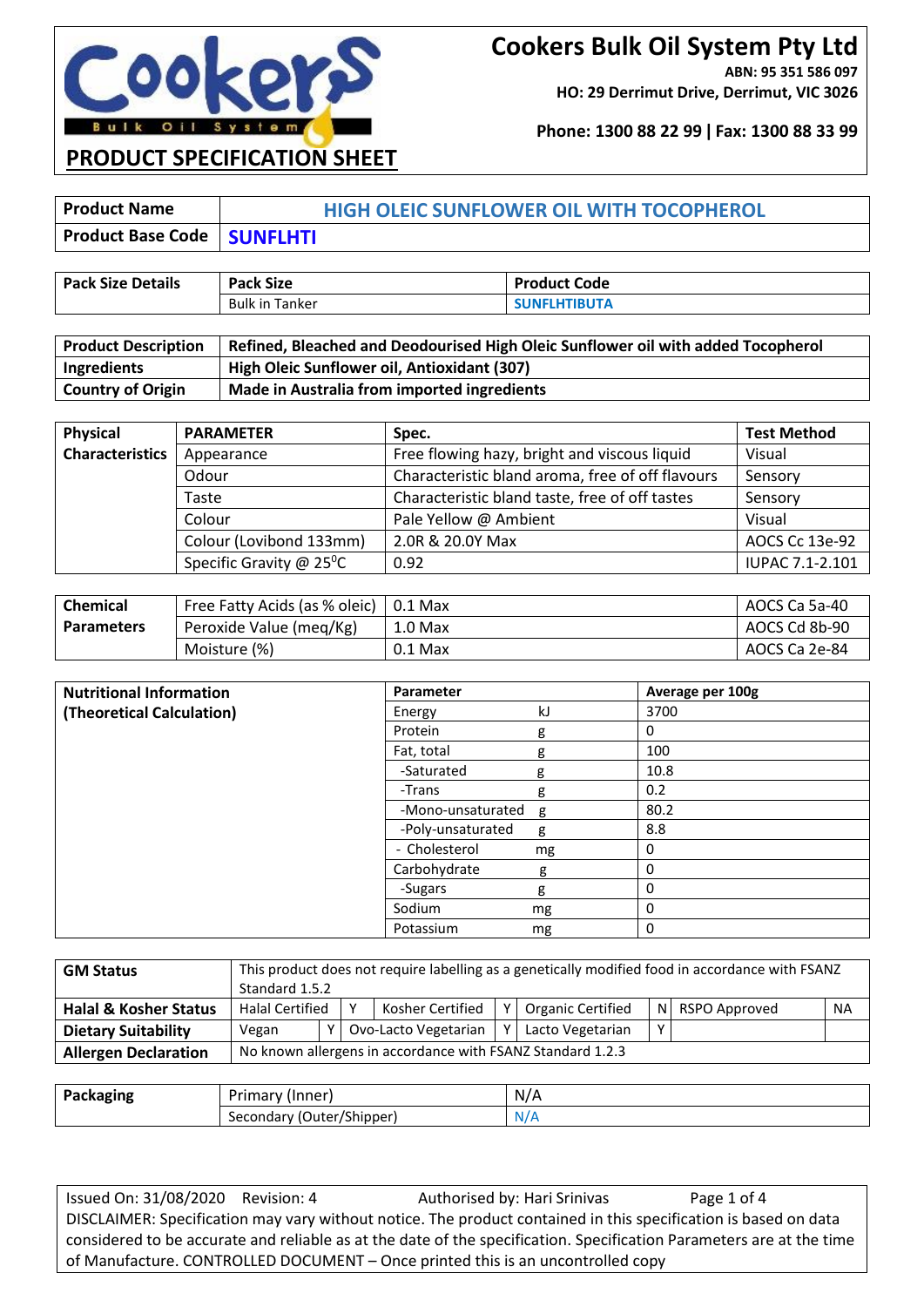# Cookers Bulk Oil System Pty Ltd

**ABN: 95 351 586 097**

**HO: 29 Derrimut Drive, Derrimut, VIC 3026**

**Phone: 1300 88 22 99 | Fax: 1300 88 33 99**

## PRODUCT SPECIFICATION SHEET

| **Product Name** | **HIGH OLEIC SUNFLOWER OIL WITH TOCOPHEROL** |
|---|---|
| **Product Base Code** | **SUNFLHTI** |

| **Pack Size Details** | **Pack Size** | **Product Code** |
|---|---|---|
| | Bulk in Tanker | **SUNFLHTIBUTA** |

| **Product Description** | **Refined, Bleached and Deodourised High Oleic Sunflower oil with added Tocopherol** |
|---|---|
| **Ingredients** | **High Oleic Sunflower oil, Antioxidant (307)** |
| **Country of Origin** | **Made in Australia from imported ingredients** |

| **Physical Characteristics** | **PARAMETER** | **Spec.** | **Test Method** |
|---|---|---|---|
| | Appearance | Free flowing hazy, bright and viscous liquid | Visual |
| | Odour | Characteristic bland aroma, free of off flavours | Sensory |
| | Taste | Characteristic bland taste, free of off tastes | Sensory |
| | Colour | Pale Yellow @ Ambient | Visual |
| | Colour (Lovibond 133mm) | 2.0R & 20.0Y Max | AOCS Cc 13e-92 |
| | Specific Gravity @ 25$^0$C | 0.92 | IUPAC 7.1-2.101 |

| **Chemical Parameters** | | | |
|---|---|---|---|
| | Free Fatty Acids (as % oleic) | 0.1 Max | AOCS Ca 5a-40 |
| | Peroxide Value (meq/Kg) | 1.0 Max | AOCS Cd 8b-90 |
| | Moisture (%) | 0.1 Max | AOCS Ca 2e-84 |

| **Nutritional Information (Theoretical Calculation)** | **Parameter** | | **Average per 100g** |
|---|---|---|---|
| | Energy | kJ | 3700 |
| | Protein | g | 0 |
| | Fat, total | g | 100 |
| | -Saturated | g | 10.8 |
| | -Trans | g | 0.2 |
| | -Mono-unsaturated | g | 80.2 |
| | -Poly-unsaturated | g | 8.8 |
| | - Cholesterol | mg | 0 |
| | Carbohydrate | g | 0 |
| | -Sugars | g | 0 |
| | Sodium | mg | 0 |
| | Potassium | mg | 0 |

| **GM Status** | This product does not require labelling as a genetically modified food in accordance with FSANZ Standard 1.5.2 | | | | | | | |
|---|---|---|---|---|---|---|---|---|
| **Halal & Kosher Status** | Halal Certified | Y | Kosher Certified | Y | Organic Certified | N | RSPO Approved | NA |
| **Dietary Suitability** | Vegan | Y | Ovo-Lacto Vegetarian | Y | Lacto Vegetarian | Y | | |
| **Allergen Declaration** | No known allergens in accordance with FSANZ Standard 1.2.3 | | | | | | | |

| **Packaging** | Primary (Inner) | N/A |
|---|---|---|
| | Secondary (Outer/Shipper) | N/A |

Issued On: 31/08/2020 Revision: 4 Authorised by: Hari Srinivas

DISCLAIMER: Specification may vary without notice. The product contained in this specification is based on data considered to be accurate and reliable as at the date of the specification. Specification Parameters are at the time of Manufacture. CONTROLLED DOCUMENT – Once printed this is an uncontrolled copy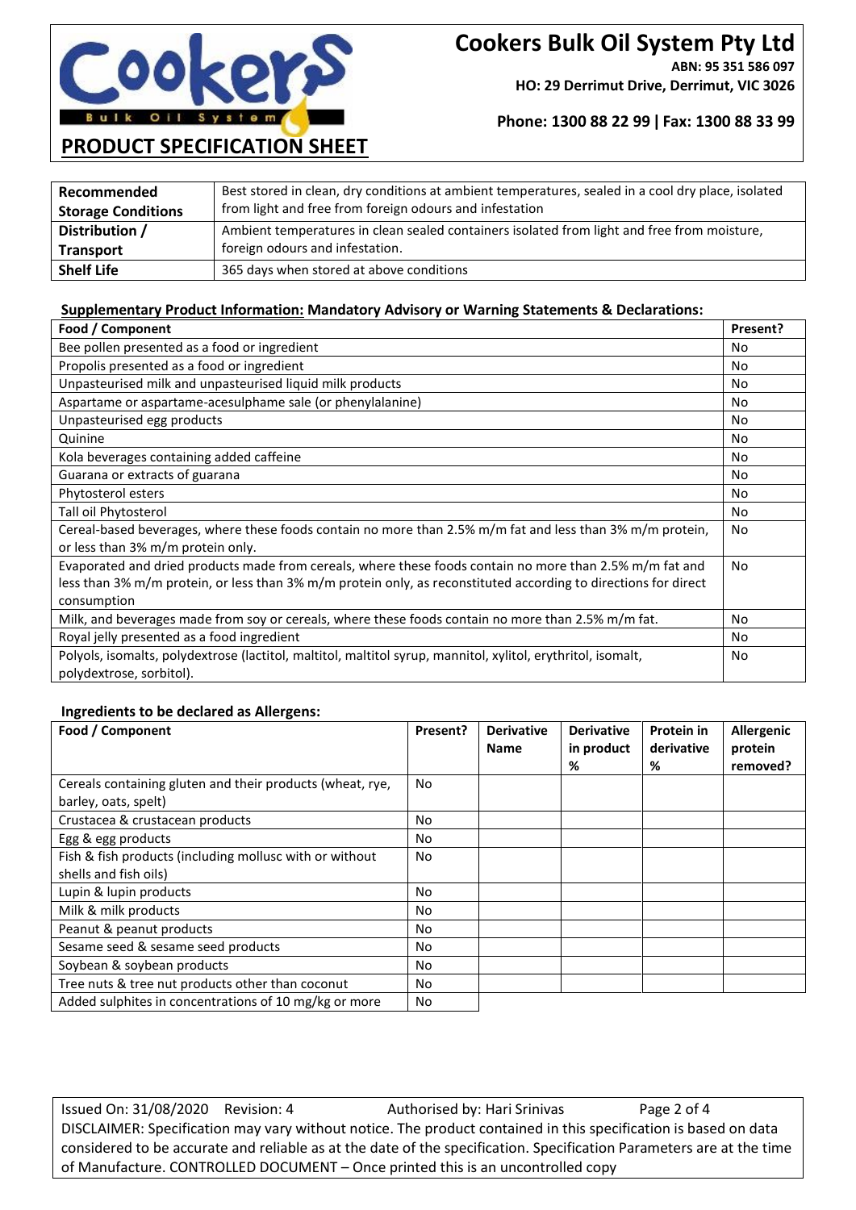# Cookers Bulk Oil System Pty Ltd

**ABN: 95 351 586 097**
**HO: 29 Derrimut Drive, Derrimut, VIC 3026**

**Phone: 1300 88 22 99 | Fax: 1300 88 33 99**

## PRODUCT SPECIFICATION SHEET

| | |
|---|---|
| **Recommended Storage Conditions** | Best stored in clean, dry conditions at ambient temperatures, sealed in a cool dry place, isolated from light and free from foreign odours and infestation |
| **Distribution / Transport** | Ambient temperatures in clean sealed containers isolated from light and free from moisture, foreign odours and infestation. |
| **Shelf Life** | 365 days when stored at above conditions |

### Supplementary Product Information: Mandatory Advisory or Warning Statements & Declarations:

| Food / Component | Present? |
|---|---|
| Bee pollen presented as a food or ingredient | No |
| Propolis presented as a food or ingredient | No |
| Unpasteurised milk and unpasteurised liquid milk products | No |
| Aspartame or aspartame-acesulphame sale (or phenylalanine) | No |
| Unpasteurised egg products | No |
| Quinine | No |
| Kola beverages containing added caffeine | No |
| Guarana or extracts of guarana | No |
| Phytosterol esters | No |
| Tall oil Phytosterol | No |
| Cereal-based beverages, where these foods contain no more than 2.5% m/m fat and less than 3% m/m protein, or less than 3% m/m protein only. | No |
| Evaporated and dried products made from cereals, where these foods contain no more than 2.5% m/m fat and less than 3% m/m protein, or less than 3% m/m protein only, as reconstituted according to directions for direct consumption | No |
| Milk, and beverages made from soy or cereals, where these foods contain no more than 2.5% m/m fat. | No |
| Royal jelly presented as a food ingredient | No |
| Polyols, isomalts, polydextrose (lactitol, maltitol, maltitol syrup, mannitol, xylitol, erythritol, isomalt, polydextrose, sorbitol). | No |

### Ingredients to be declared as Allergens:

| Food / Component | Present? | Derivative Name | Derivative in product % | Protein in derivative % | Allergenic protein removed? |
|---|---|---|---|---|---|
| Cereals containing gluten and their products (wheat, rye, barley, oats, spelt) | No | | | | |
| Crustacea & crustacean products | No | | | | |
| Egg & egg products | No | | | | |
| Fish & fish products (including mollusc with or without shells and fish oils) | No | | | | |
| Lupin & lupin products | No | | | | |
| Milk & milk products | No | | | | |
| Peanut & peanut products | No | | | | |
| Sesame seed & sesame seed products | No | | | | |
| Soybean & soybean products | No | | | | |
| Tree nuts & tree nut products other than coconut | No | | | | |
| Added sulphites in concentrations of 10 mg/kg or more | No | | | | |

Issued On: 31/08/2020 Revision: 4 Authorised by: Hari Srinivas

DISCLAIMER: Specification may vary without notice. The product contained in this specification is based on data considered to be accurate and reliable as at the date of the specification. Specification Parameters are at the time of Manufacture. CONTROLLED DOCUMENT – Once printed this is an uncontrolled copy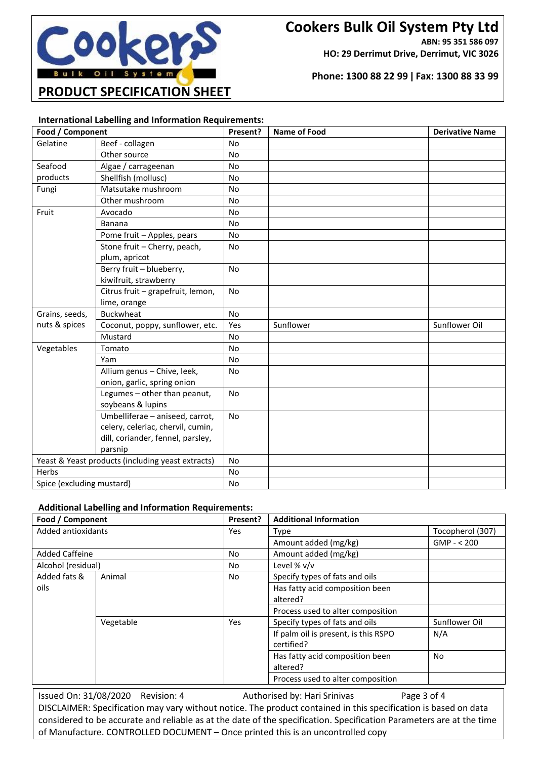# Cookers Bulk Oil System Pty Ltd

**ABN: 95 351 586 097**

**HO: 29 Derrimut Drive, Derrimut, VIC 3026**

**Phone: 1300 88 22 99 | Fax: 1300 88 33 99**

## PRODUCT SPECIFICATION SHEET

### International Labelling and Information Requirements:

| Food / Component | | Present? | Name of Food | Derivative Name |
|---|---|---|---|---|
| Gelatine | Beef - collagen | No | | |
| | Other source | No | | |
| Seafood products | Algae / carrageenan | No | | |
| | Shellfish (mollusc) | No | | |
| Fungi | Matsutake mushroom | No | | |
| | Other mushroom | No | | |
| Fruit | Avocado | No | | |
| | Banana | No | | |
| | Pome fruit – Apples, pears | No | | |
| | Stone fruit – Cherry, peach, plum, apricot | No | | |
| | Berry fruit – blueberry, kiwifruit, strawberry | No | | |
| | Citrus fruit – grapefruit, lemon, lime, orange | No | | |
| Grains, seeds, nuts & spices | Buckwheat | No | | |
| | Coconut, poppy, sunflower, etc. | Yes | Sunflower | Sunflower Oil |
| | Mustard | No | | |
| Vegetables | Tomato | No | | |
| | Yam | No | | |
| | Allium genus – Chive, leek, onion, garlic, spring onion | No | | |
| | Legumes – other than peanut, soybeans & lupins | No | | |
| | Umbelliferae – aniseed, carrot, celery, celeriac, chervil, cumin, dill, coriander, fennel, parsley, parsnip | No | | |
| Yeast & Yeast products (including yeast extracts) | | No | | |
| Herbs | | No | | |
| Spice (excluding mustard) | | No | | |

### Additional Labelling and Information Requirements:

| Food / Component | | Present? | Additional Information | |
|---|---|---|---|---|
| Added antioxidants | | Yes | Type | Tocopherol (307) |
| | | | Amount added (mg/kg) | GMP - < 200 |
| Added Caffeine | | No | Amount added (mg/kg) | |
| Alcohol (residual) | | No | Level % v/v | |
| Added fats & oils | Animal | No | Specify types of fats and oils | |
| | | | Has fatty acid composition been altered? | |
| | | | Process used to alter composition | |
| | Vegetable | Yes | Specify types of fats and oils | Sunflower Oil |
| | | | If palm oil is present, is this RSPO certified? | N/A |
| | | | Has fatty acid composition been altered? | No |
| | | | Process used to alter composition | |

Issued On: 31/08/2020 Revision: 4 Authorised by: Hari Srinivas

DISCLAIMER: Specification may vary without notice. The product contained in this specification is based on data considered to be accurate and reliable as at the date of the specification. Specification Parameters are at the time of Manufacture. CONTROLLED DOCUMENT – Once printed this is an uncontrolled copy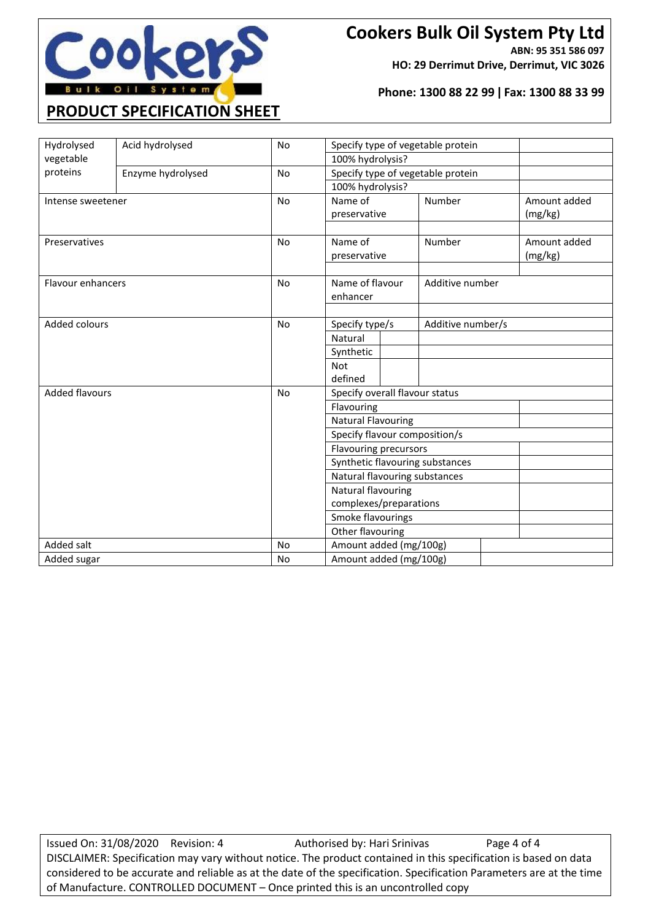**Cookers Bulk Oil System Pty Ltd**

**ABN: 95 351 586 097**

**HO: 29 Derrimut Drive, Derrimut, VIC 3026**

**Phone: 1300 88 22 99 | Fax: 1300 88 33 99**

## PRODUCT SPECIFICATION SHEET

| | | | | | |
|---|---|---|---|---|---|
| Hydrolysed vegetable proteins | Acid hydrolysed | No | Specify type of vegetable protein | | |
| | | | 100% hydrolysis? | | |
| | Enzyme hydrolysed | No | Specify type of vegetable protein | | |
| | | | 100% hydrolysis? | | |
| Intense sweetener | | No | Name of preservative | Number | Amount added (mg/kg) |
| | | | | | |
| Preservatives | | No | Name of preservative | Number | Amount added (mg/kg) |
| | | | | | |
| Flavour enhancers | | No | Name of flavour enhancer | Additive number | |
| | | | | | |
| Added colours | | No | Specify type/s | Additive number/s | |
| | | | Natural | | |
| | | | Synthetic | | |
| | | | Not defined | | |
| Added flavours | | No | Specify overall flavour status | | |
| | | | Flavouring | | |
| | | | Natural Flavouring | | |
| | | | Specify flavour composition/s | | |
| | | | Flavouring precursors | | |
| | | | Synthetic flavouring substances | | |
| | | | Natural flavouring substances | | |
| | | | Natural flavouring complexes/preparations | | |
| | | | Smoke flavourings | | |
| | | | Other flavouring | | |
| Added salt | | No | Amount added (mg/100g) | | |
| Added sugar | | No | Amount added (mg/100g) | | |

Issued On: 31/08/2020 Revision: 4 Authorised by: Hari Srinivas

DISCLAIMER: Specification may vary without notice. The product contained in this specification is based on data considered to be accurate and reliable as at the date of the specification. Specification Parameters are at the time of Manufacture. CONTROLLED DOCUMENT – Once printed this is an uncontrolled copy